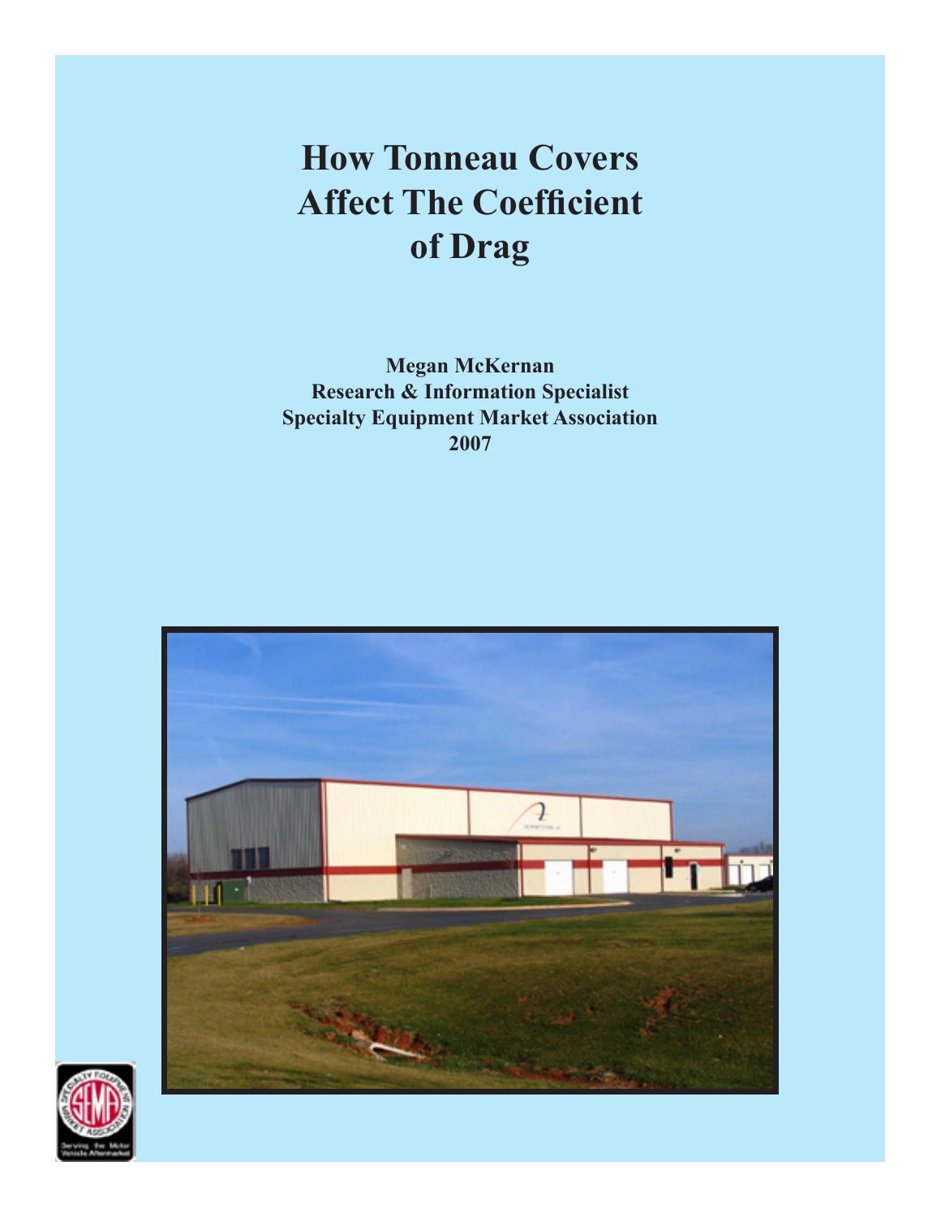# How Tonneau Covers Affect The Coefficient of Drag

**Megan McKernan**
**Research & Information Specialist**
**Specialty Equipment Market Association**
**2007**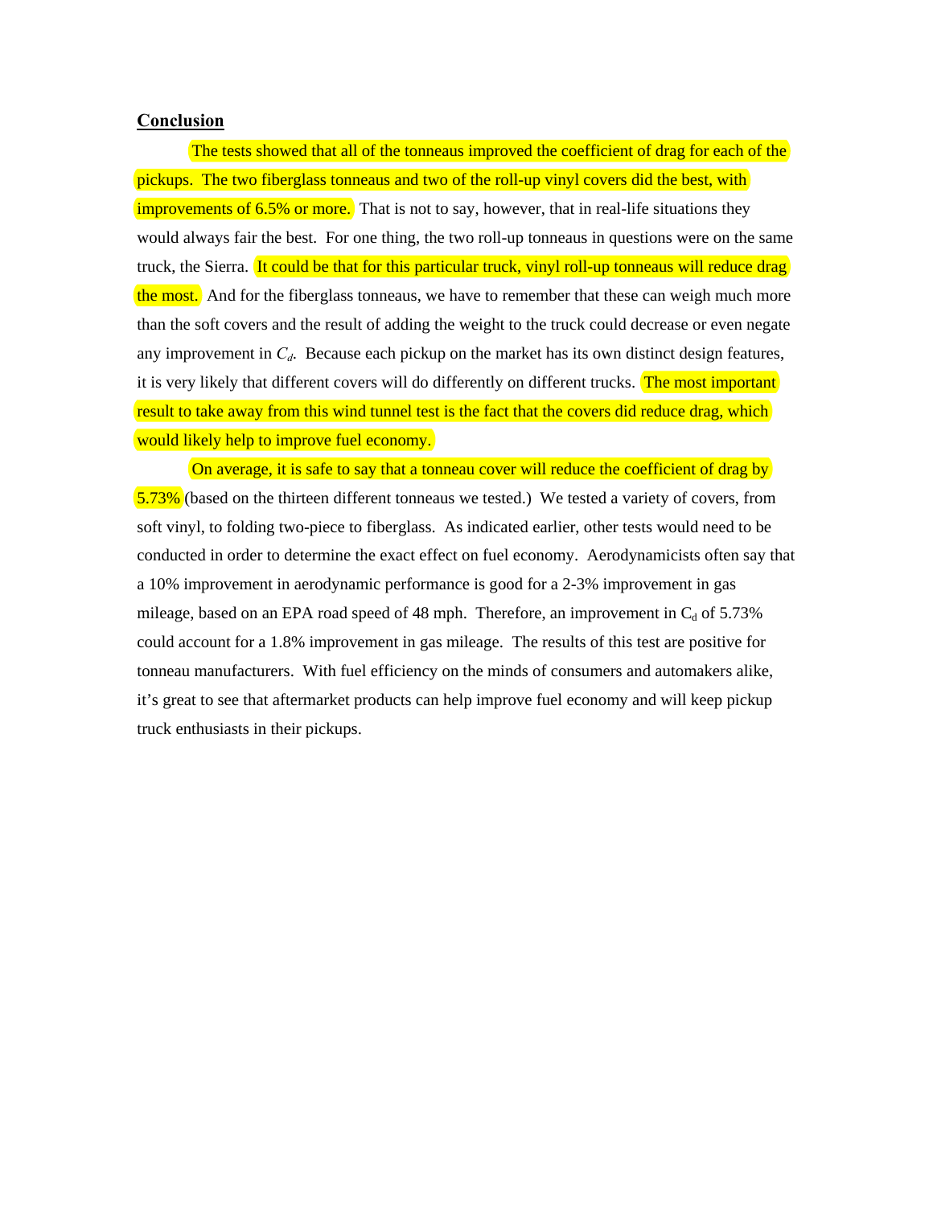## Conclusion

The tests showed that all of the tonneaus improved the coefficient of drag for each of the pickups. The two fiberglass tonneaus and two of the roll-up vinyl covers did the best, with improvements of 6.5% or more. That is not to say, however, that in real-life situations they would always fair the best. For one thing, the two roll-up tonneaus in questions were on the same truck, the Sierra. It could be that for this particular truck, vinyl roll-up tonneaus will reduce drag the most. And for the fiberglass tonneaus, we have to remember that these can weigh much more than the soft covers and the result of adding the weight to the truck could decrease or even negate any improvement in $C_d$. Because each pickup on the market has its own distinct design features, it is very likely that different covers will do differently on different trucks. The most important result to take away from this wind tunnel test is the fact that the covers did reduce drag, which would likely help to improve fuel economy.

On average, it is safe to say that a tonneau cover will reduce the coefficient of drag by 5.73% (based on the thirteen different tonneaus we tested.) We tested a variety of covers, from soft vinyl, to folding two-piece to fiberglass. As indicated earlier, other tests would need to be conducted in order to determine the exact effect on fuel economy. Aerodynamicists often say that a 10% improvement in aerodynamic performance is good for a 2-3% improvement in gas mileage, based on an EPA road speed of 48 mph. Therefore, an improvement in $C_d$ of 5.73% could account for a 1.8% improvement in gas mileage. The results of this test are positive for tonneau manufacturers. With fuel efficiency on the minds of consumers and automakers alike, it's great to see that aftermarket products can help improve fuel economy and will keep pickup truck enthusiasts in their pickups.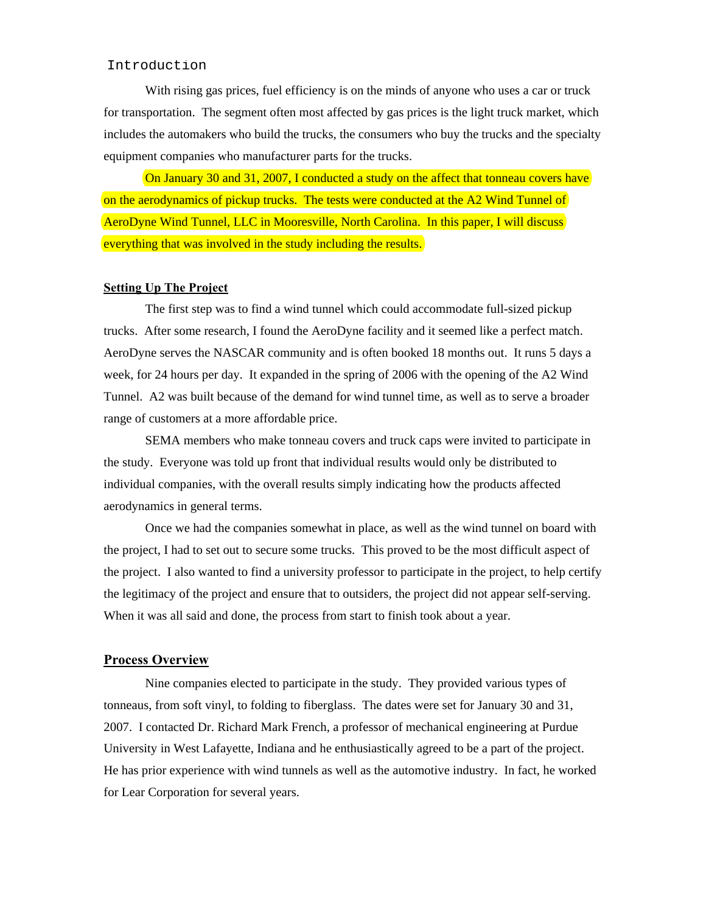## Introduction

With rising gas prices, fuel efficiency is on the minds of anyone who uses a car or truck for transportation. The segment often most affected by gas prices is the light truck market, which includes the automakers who build the trucks, the consumers who buy the trucks and the specialty equipment companies who manufacturer parts for the trucks.

On January 30 and 31, 2007, I conducted a study on the affect that tonneau covers have on the aerodynamics of pickup trucks. The tests were conducted at the A2 Wind Tunnel of AeroDyne Wind Tunnel, LLC in Mooresville, North Carolina. In this paper, I will discuss everything that was involved in the study including the results.

## Setting Up The Project

The first step was to find a wind tunnel which could accommodate full-sized pickup trucks. After some research, I found the AeroDyne facility and it seemed like a perfect match. AeroDyne serves the NASCAR community and is often booked 18 months out. It runs 5 days a week, for 24 hours per day. It expanded in the spring of 2006 with the opening of the A2 Wind Tunnel. A2 was built because of the demand for wind tunnel time, as well as to serve a broader range of customers at a more affordable price.

SEMA members who make tonneau covers and truck caps were invited to participate in the study. Everyone was told up front that individual results would only be distributed to individual companies, with the overall results simply indicating how the products affected aerodynamics in general terms.

Once we had the companies somewhat in place, as well as the wind tunnel on board with the project, I had to set out to secure some trucks. This proved to be the most difficult aspect of the project. I also wanted to find a university professor to participate in the project, to help certify the legitimacy of the project and ensure that to outsiders, the project did not appear self-serving. When it was all said and done, the process from start to finish took about a year.

## Process Overview

Nine companies elected to participate in the study. They provided various types of tonneaus, from soft vinyl, to folding to fiberglass. The dates were set for January 30 and 31, 2007. I contacted Dr. Richard Mark French, a professor of mechanical engineering at Purdue University in West Lafayette, Indiana and he enthusiastically agreed to be a part of the project. He has prior experience with wind tunnels as well as the automotive industry. In fact, he worked for Lear Corporation for several years.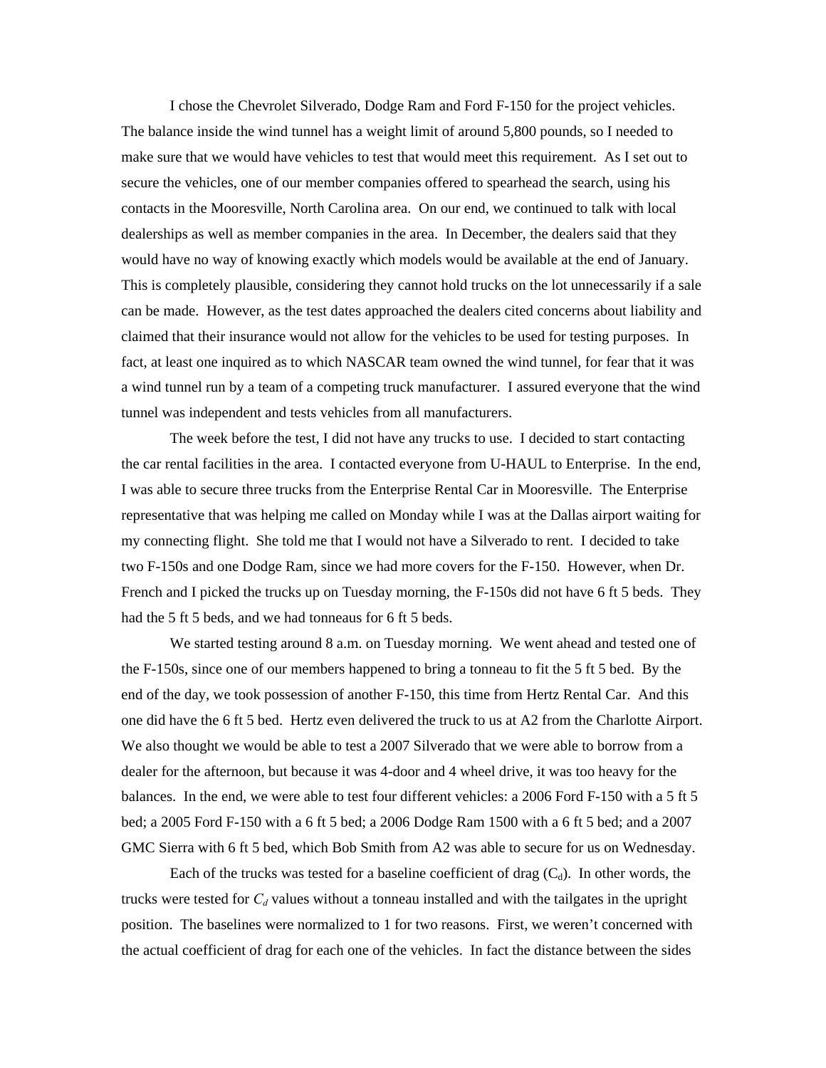I chose the Chevrolet Silverado, Dodge Ram and Ford F-150 for the project vehicles. The balance inside the wind tunnel has a weight limit of around 5,800 pounds, so I needed to make sure that we would have vehicles to test that would meet this requirement. As I set out to secure the vehicles, one of our member companies offered to spearhead the search, using his contacts in the Mooresville, North Carolina area. On our end, we continued to talk with local dealerships as well as member companies in the area. In December, the dealers said that they would have no way of knowing exactly which models would be available at the end of January. This is completely plausible, considering they cannot hold trucks on the lot unnecessarily if a sale can be made. However, as the test dates approached the dealers cited concerns about liability and claimed that their insurance would not allow for the vehicles to be used for testing purposes. In fact, at least one inquired as to which NASCAR team owned the wind tunnel, for fear that it was a wind tunnel run by a team of a competing truck manufacturer. I assured everyone that the wind tunnel was independent and tests vehicles from all manufacturers.

The week before the test, I did not have any trucks to use. I decided to start contacting the car rental facilities in the area. I contacted everyone from U-HAUL to Enterprise. In the end, I was able to secure three trucks from the Enterprise Rental Car in Mooresville. The Enterprise representative that was helping me called on Monday while I was at the Dallas airport waiting for my connecting flight. She told me that I would not have a Silverado to rent. I decided to take two F-150s and one Dodge Ram, since we had more covers for the F-150. However, when Dr. French and I picked the trucks up on Tuesday morning, the F-150s did not have 6 ft 5 beds. They had the 5 ft 5 beds, and we had tonneaus for 6 ft 5 beds.

We started testing around 8 a.m. on Tuesday morning. We went ahead and tested one of the F-150s, since one of our members happened to bring a tonneau to fit the 5 ft 5 bed. By the end of the day, we took possession of another F-150, this time from Hertz Rental Car. And this one did have the 6 ft 5 bed. Hertz even delivered the truck to us at A2 from the Charlotte Airport. We also thought we would be able to test a 2007 Silverado that we were able to borrow from a dealer for the afternoon, but because it was 4-door and 4 wheel drive, it was too heavy for the balances. In the end, we were able to test four different vehicles: a 2006 Ford F-150 with a 5 ft 5 bed; a 2005 Ford F-150 with a 6 ft 5 bed; a 2006 Dodge Ram 1500 with a 6 ft 5 bed; and a 2007 GMC Sierra with 6 ft 5 bed, which Bob Smith from A2 was able to secure for us on Wednesday.

Each of the trucks was tested for a baseline coefficient of drag ($C_d$). In other words, the trucks were tested for $C_d$ values without a tonneau installed and with the tailgates in the upright position. The baselines were normalized to 1 for two reasons. First, we weren't concerned with the actual coefficient of drag for each one of the vehicles. In fact the distance between the sides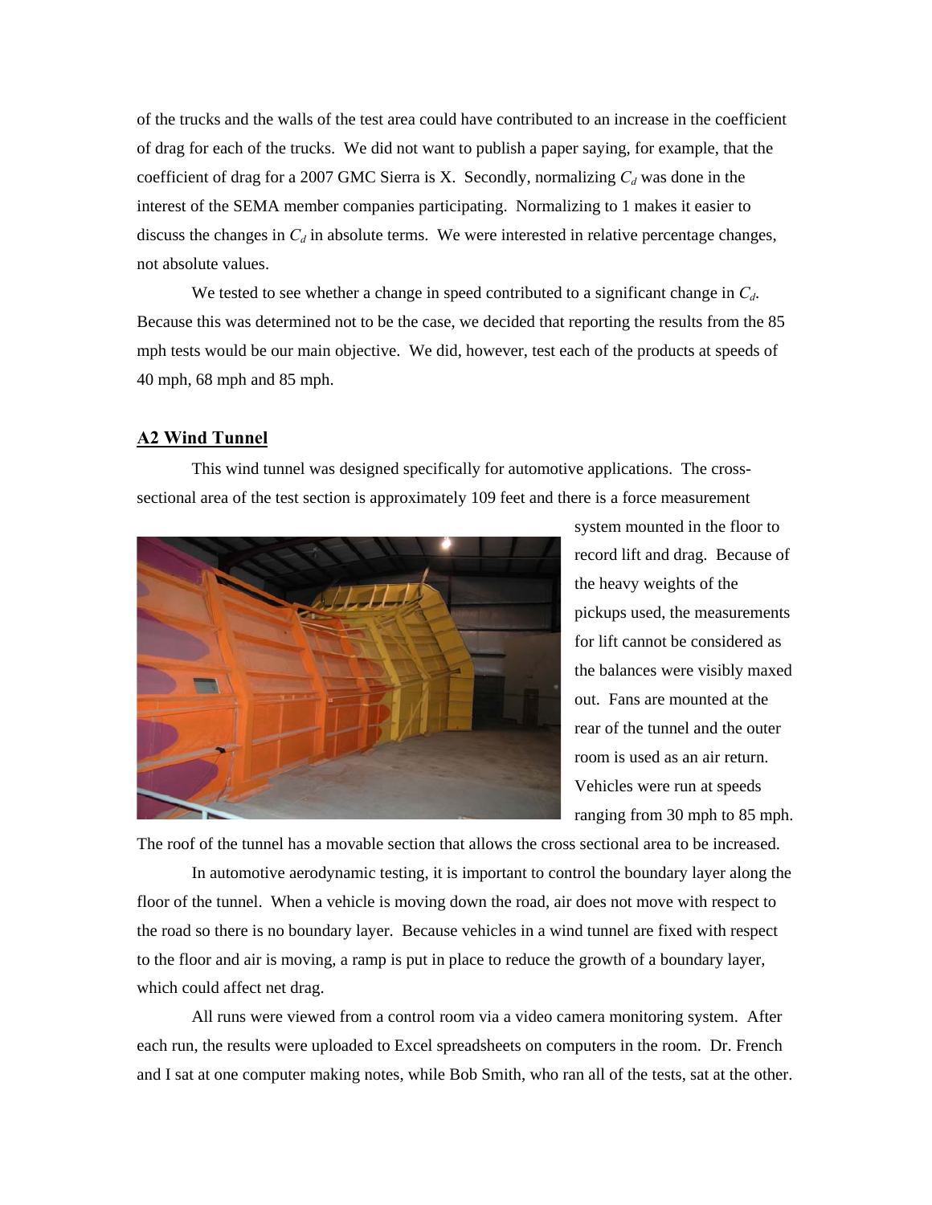of the trucks and the walls of the test area could have contributed to an increase in the coefficient of drag for each of the trucks. We did not want to publish a paper saying, for example, that the coefficient of drag for a 2007 GMC Sierra is X. Secondly, normalizing $C_d$ was done in the interest of the SEMA member companies participating. Normalizing to 1 makes it easier to discuss the changes in $C_d$ in absolute terms. We were interested in relative percentage changes, not absolute values.

We tested to see whether a change in speed contributed to a significant change in $C_d$. Because this was determined not to be the case, we decided that reporting the results from the 85 mph tests would be our main objective. We did, however, test each of the products at speeds of 40 mph, 68 mph and 85 mph.

## A2 Wind Tunnel

This wind tunnel was designed specifically for automotive applications. The cross-sectional area of the test section is approximately 109 feet and there is a force measurement system mounted in the floor to record lift and drag. Because of the heavy weights of the pickups used, the measurements for lift cannot be considered as the balances were visibly maxed out. Fans are mounted at the rear of the tunnel and the outer room is used as an air return. Vehicles were run at speeds ranging from 30 mph to 85 mph. The roof of the tunnel has a movable section that allows the cross sectional area to be increased.

In automotive aerodynamic testing, it is important to control the boundary layer along the floor of the tunnel. When a vehicle is moving down the road, air does not move with respect to the road so there is no boundary layer. Because vehicles in a wind tunnel are fixed with respect to the floor and air is moving, a ramp is put in place to reduce the growth of a boundary layer, which could affect net drag.

All runs were viewed from a control room via a video camera monitoring system. After each run, the results were uploaded to Excel spreadsheets on computers in the room. Dr. French and I sat at one computer making notes, while Bob Smith, who ran all of the tests, sat at the other.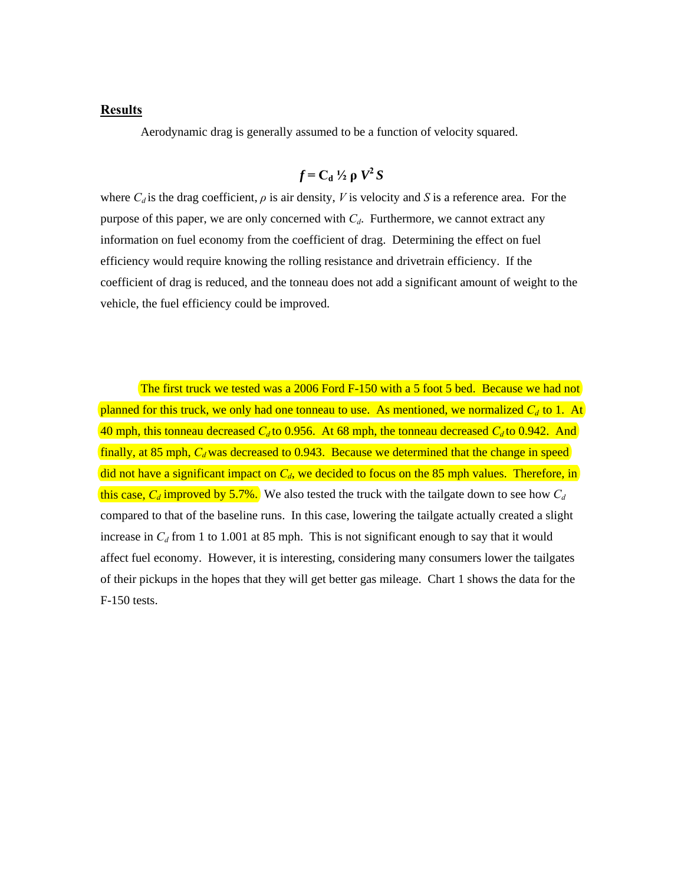## Results

Aerodynamic drag is generally assumed to be a function of velocity squared.

$$f = C_d \, ½ \, \rho \, V^2 S$$

where $C_d$ is the drag coefficient, $\rho$ is air density, $V$ is velocity and $S$ is a reference area. For the purpose of this paper, we are only concerned with $C_d$. Furthermore, we cannot extract any information on fuel economy from the coefficient of drag. Determining the effect on fuel efficiency would require knowing the rolling resistance and drivetrain efficiency. If the coefficient of drag is reduced, and the tonneau does not add a significant amount of weight to the vehicle, the fuel efficiency could be improved.

The first truck we tested was a 2006 Ford F-150 with a 5 foot 5 bed. Because we had not planned for this truck, we only had one tonneau to use. As mentioned, we normalized $C_d$ to 1. At 40 mph, this tonneau decreased $C_d$ to 0.956. At 68 mph, the tonneau decreased $C_d$ to 0.942. And finally, at 85 mph, $C_d$ was decreased to 0.943. Because we determined that the change in speed did not have a significant impact on $C_d$, we decided to focus on the 85 mph values. Therefore, in this case, $C_d$ improved by 5.7%. We also tested the truck with the tailgate down to see how $C_d$ compared to that of the baseline runs. In this case, lowering the tailgate actually created a slight increase in $C_d$ from 1 to 1.001 at 85 mph. This is not significant enough to say that it would affect fuel economy. However, it is interesting, considering many consumers lower the tailgates of their pickups in the hopes that they will get better gas mileage. Chart 1 shows the data for the F-150 tests.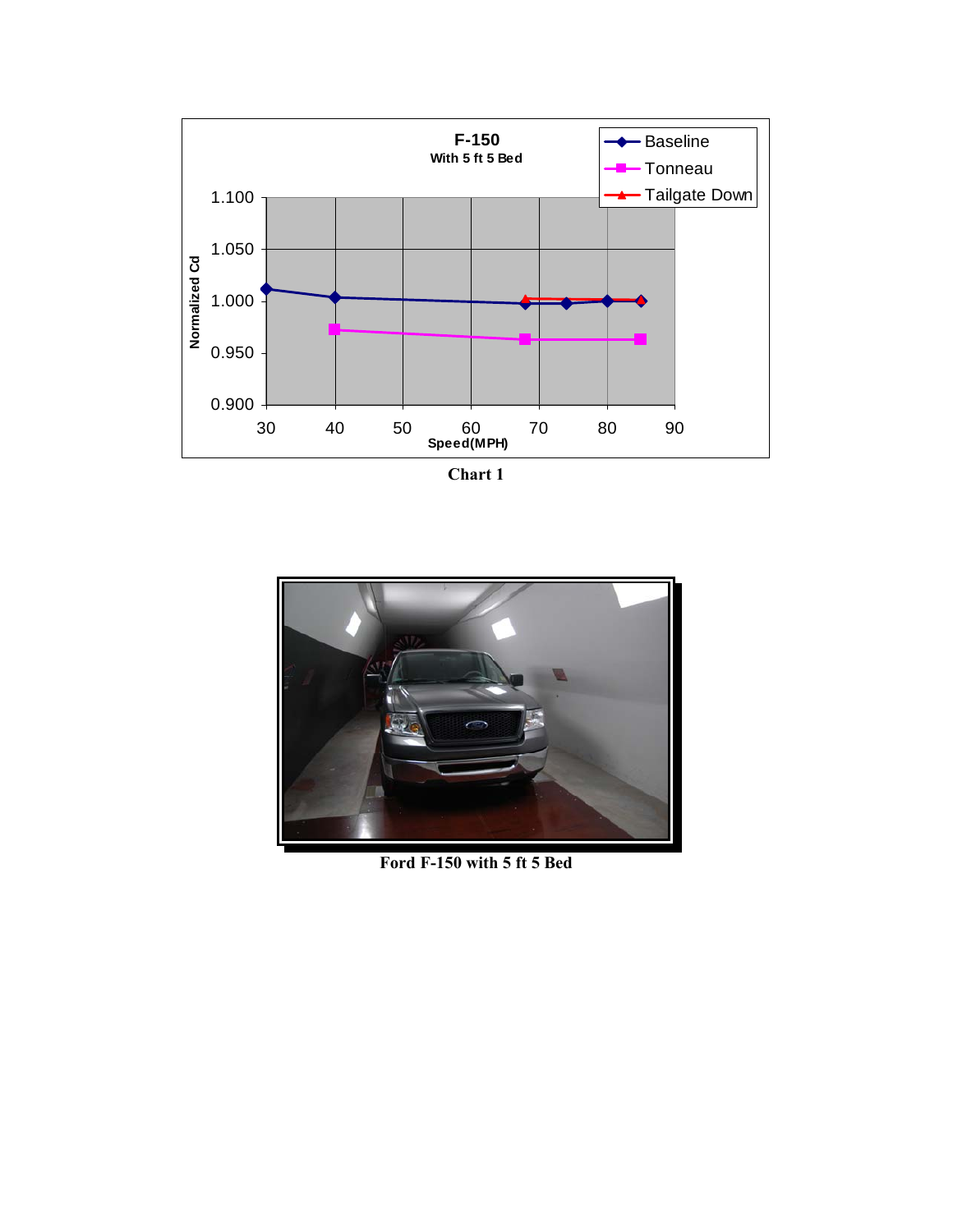Chart 1

Ford F-150 with 5 ft 5 Bed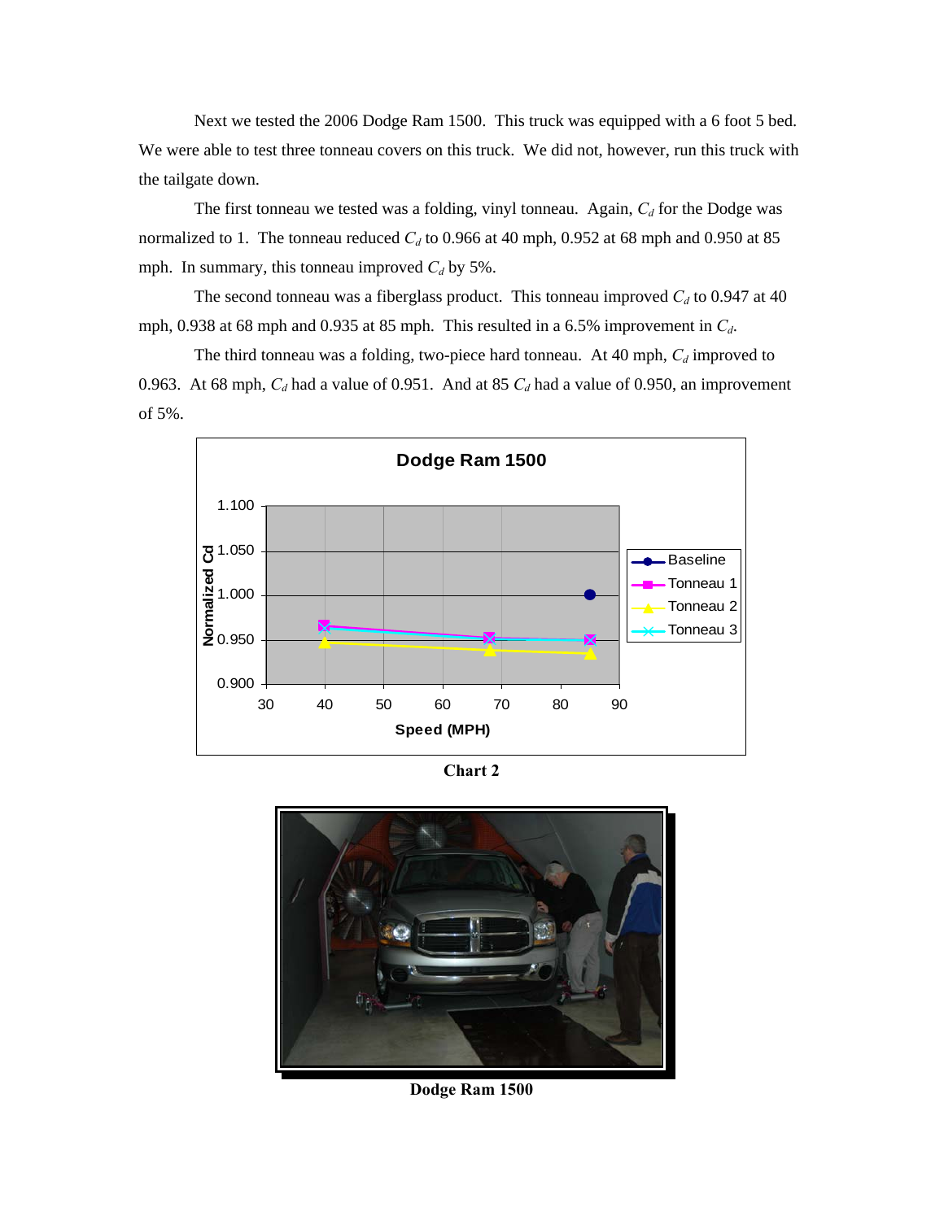Next we tested the 2006 Dodge Ram 1500. This truck was equipped with a 6 foot 5 bed. We were able to test three tonneau covers on this truck. We did not, however, run this truck with the tailgate down.

The first tonneau we tested was a folding, vinyl tonneau. Again, $C_d$ for the Dodge was normalized to 1. The tonneau reduced $C_d$ to 0.966 at 40 mph, 0.952 at 68 mph and 0.950 at 85 mph. In summary, this tonneau improved $C_d$ by 5%.

The second tonneau was a fiberglass product. This tonneau improved $C_d$ to 0.947 at 40 mph, 0.938 at 68 mph and 0.935 at 85 mph. This resulted in a 6.5% improvement in $C_d$.

The third tonneau was a folding, two-piece hard tonneau. At 40 mph, $C_d$ improved to 0.963. At 68 mph, $C_d$ had a value of 0.951. And at 85 $C_d$ had a value of 0.950, an improvement of 5%.

**Chart 2**

**Dodge Ram 1500**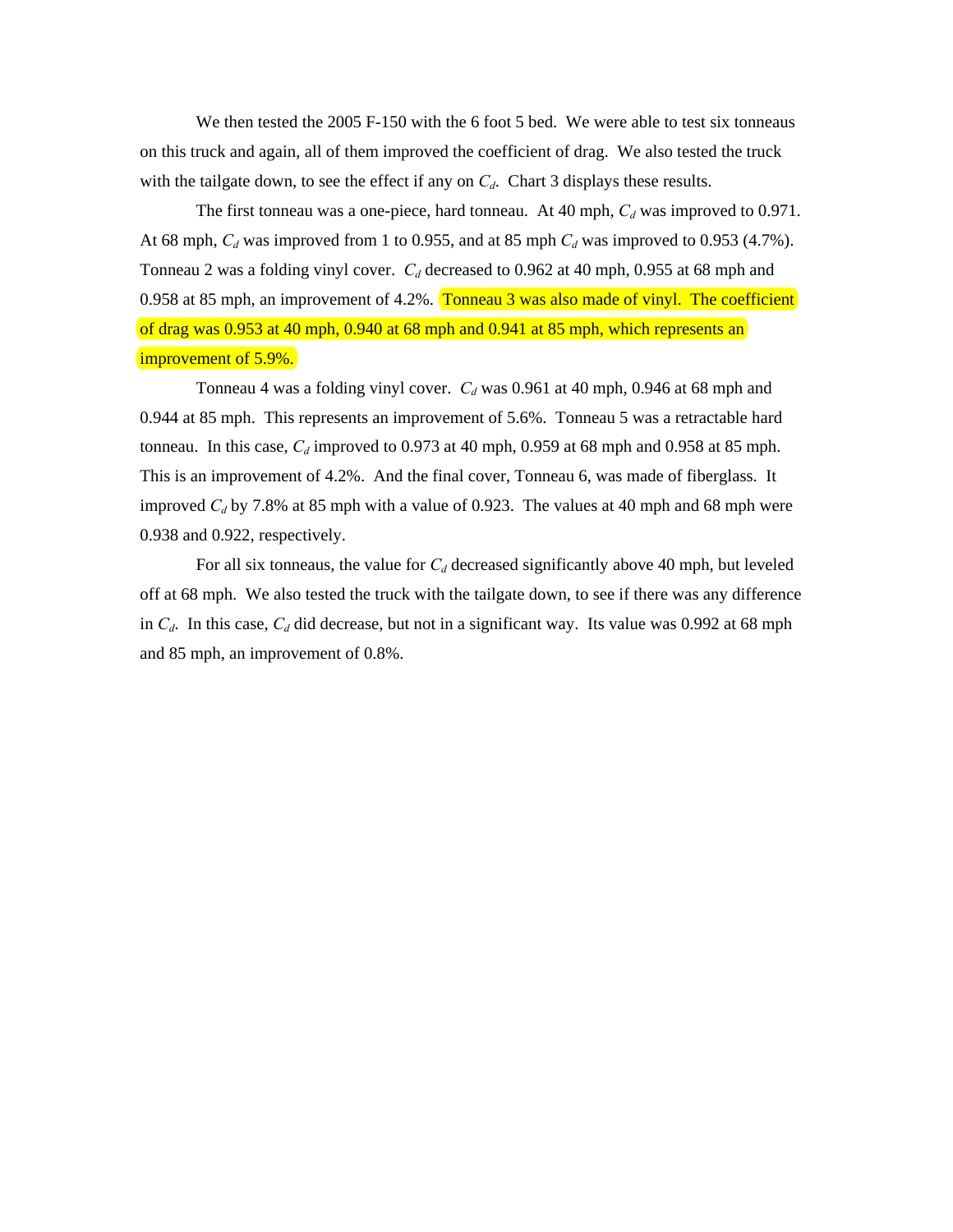We then tested the 2005 F-150 with the 6 foot 5 bed. We were able to test six tonneaus on this truck and again, all of them improved the coefficient of drag. We also tested the truck with the tailgate down, to see the effect if any on $C_d$. Chart 3 displays these results.

The first tonneau was a one-piece, hard tonneau. At 40 mph, $C_d$ was improved to 0.971. At 68 mph, $C_d$ was improved from 1 to 0.955, and at 85 mph $C_d$ was improved to 0.953 (4.7%). Tonneau 2 was a folding vinyl cover. $C_d$ decreased to 0.962 at 40 mph, 0.955 at 68 mph and 0.958 at 85 mph, an improvement of 4.2%. Tonneau 3 was also made of vinyl. The coefficient of drag was 0.953 at 40 mph, 0.940 at 68 mph and 0.941 at 85 mph, which represents an improvement of 5.9%.

Tonneau 4 was a folding vinyl cover. $C_d$ was 0.961 at 40 mph, 0.946 at 68 mph and 0.944 at 85 mph. This represents an improvement of 5.6%. Tonneau 5 was a retractable hard tonneau. In this case, $C_d$ improved to 0.973 at 40 mph, 0.959 at 68 mph and 0.958 at 85 mph. This is an improvement of 4.2%. And the final cover, Tonneau 6, was made of fiberglass. It improved $C_d$ by 7.8% at 85 mph with a value of 0.923. The values at 40 mph and 68 mph were 0.938 and 0.922, respectively.

For all six tonneaus, the value for $C_d$ decreased significantly above 40 mph, but leveled off at 68 mph. We also tested the truck with the tailgate down, to see if there was any difference in $C_d$. In this case, $C_d$ did decrease, but not in a significant way. Its value was 0.992 at 68 mph and 85 mph, an improvement of 0.8%.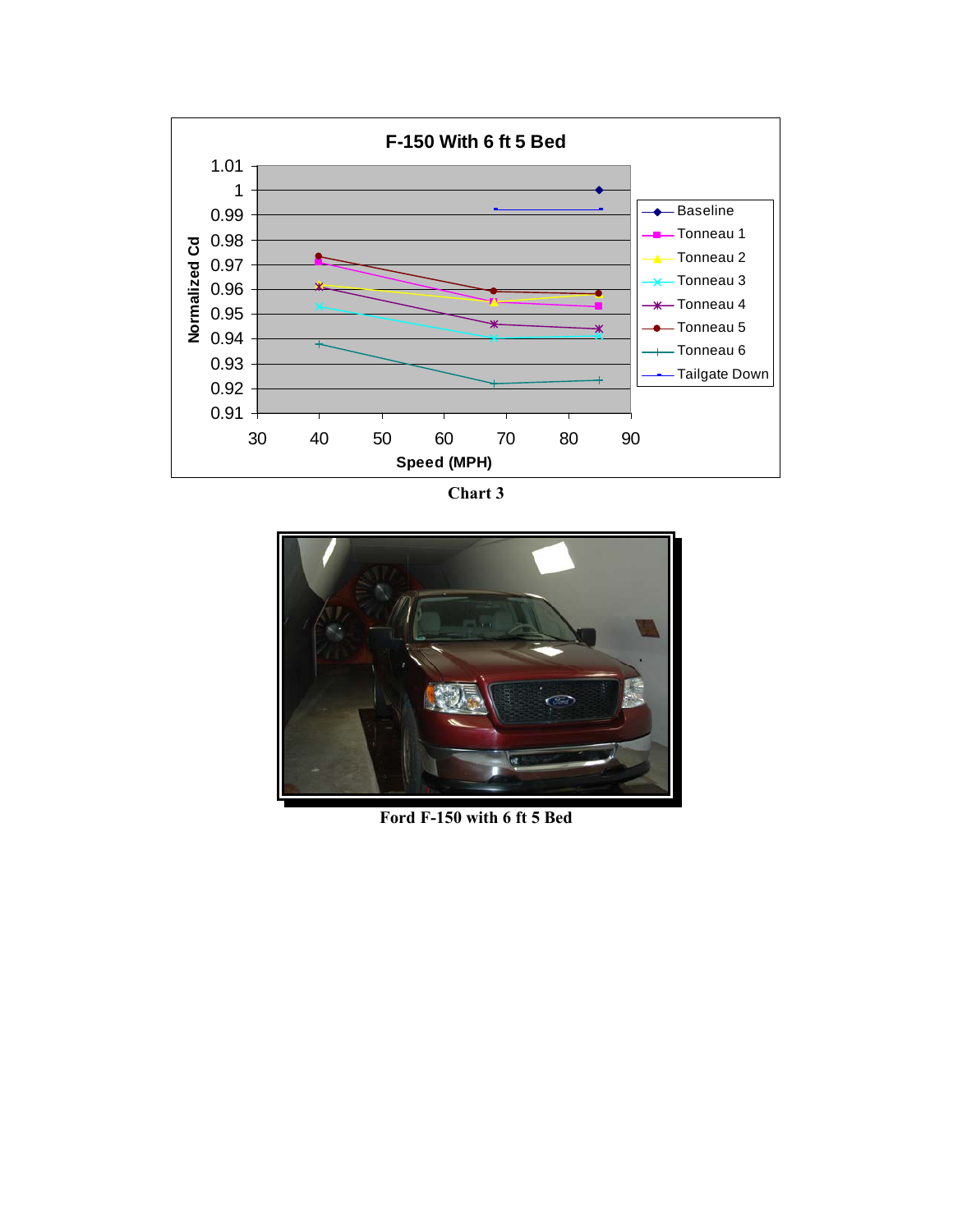Chart 3

Ford F-150 with 6 ft 5 Bed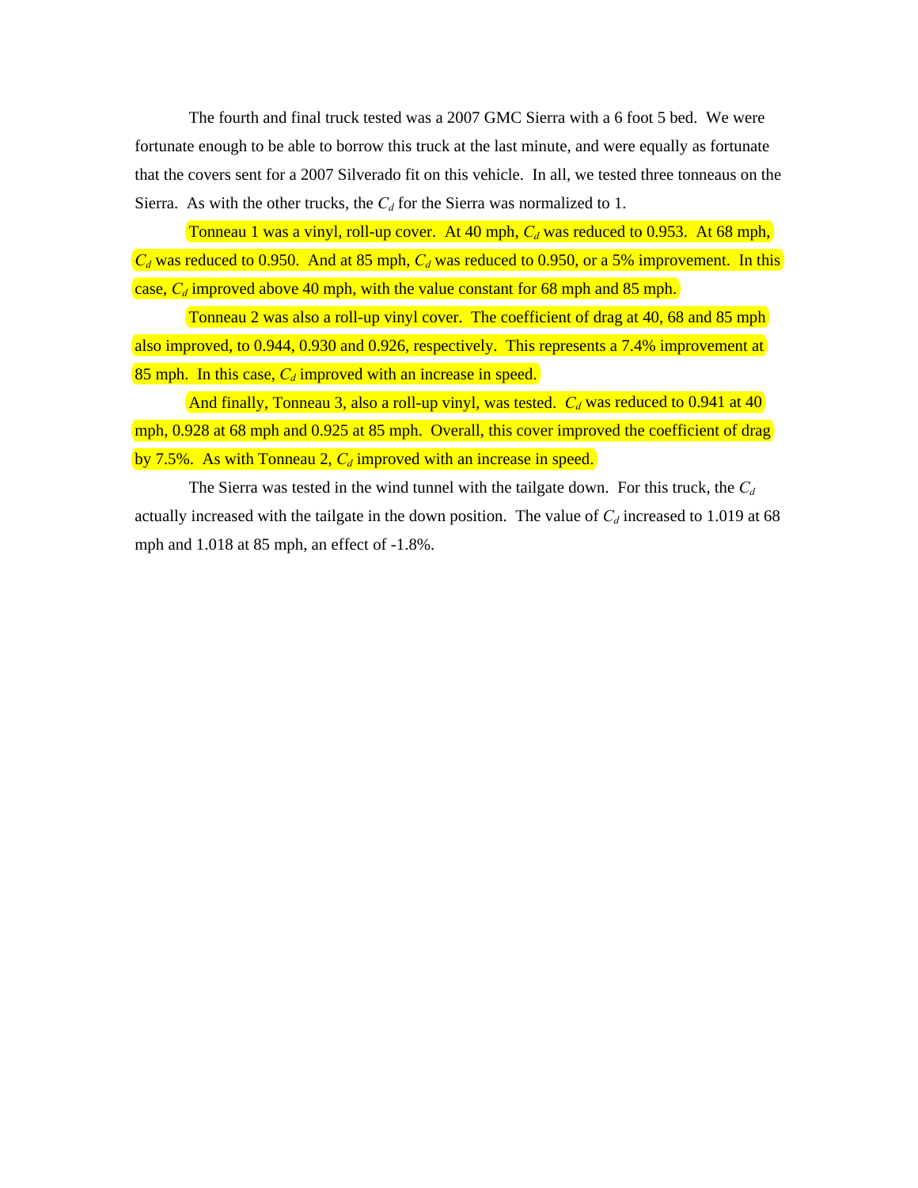The fourth and final truck tested was a 2007 GMC Sierra with a 6 foot 5 bed. We were fortunate enough to be able to borrow this truck at the last minute, and were equally as fortunate that the covers sent for a 2007 Silverado fit on this vehicle. In all, we tested three tonneaus on the Sierra. As with the other trucks, the $C_d$ for the Sierra was normalized to 1.

Tonneau 1 was a vinyl, roll-up cover. At 40 mph, $C_d$ was reduced to 0.953. At 68 mph, $C_d$ was reduced to 0.950. And at 85 mph, $C_d$ was reduced to 0.950, or a 5% improvement. In this case, $C_d$ improved above 40 mph, with the value constant for 68 mph and 85 mph.

Tonneau 2 was also a roll-up vinyl cover. The coefficient of drag at 40, 68 and 85 mph also improved, to 0.944, 0.930 and 0.926, respectively. This represents a 7.4% improvement at 85 mph. In this case, $C_d$ improved with an increase in speed.

And finally, Tonneau 3, also a roll-up vinyl, was tested. $C_d$ was reduced to 0.941 at 40 mph, 0.928 at 68 mph and 0.925 at 85 mph. Overall, this cover improved the coefficient of drag by 7.5%. As with Tonneau 2, $C_d$ improved with an increase in speed.

The Sierra was tested in the wind tunnel with the tailgate down. For this truck, the $C_d$ actually increased with the tailgate in the down position. The value of $C_d$ increased to 1.019 at 68 mph and 1.018 at 85 mph, an effect of -1.8%.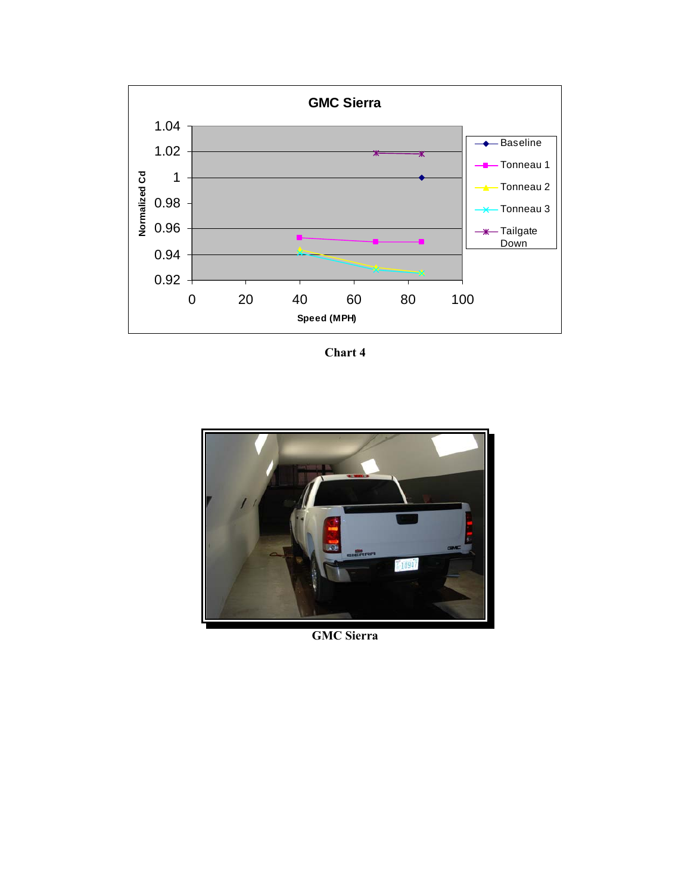GMC Sierra

Normalized Cd

1.04
1.02
1
0.98
0.96
0.94
0.92

0
20
40
60
80
100

Speed (MPH)

Baseline
Tonneau 1
Tonneau 2
Tonneau 3
Tailgate Down

**Chart 4**

**GMC Sierra**